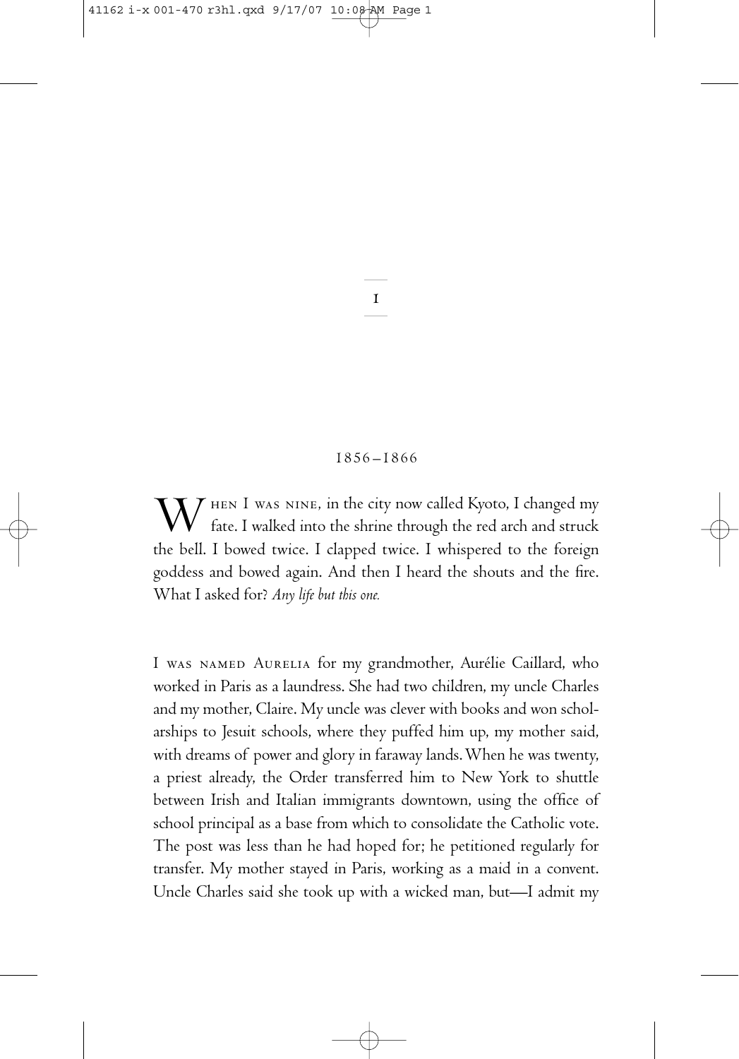# 1

1856–1866

When I was nine, in the city now called Kyoto, I changed my fate. I walked into the shrine through the red arch and struck the bell. I bowed twice. I clapped twice. I whispered to the foreign goddess and bowed again. And then I heard the shouts and the fire. What I asked for? *Any life but this one.*

I was named Aurelia for my grandmother, Aurélie Caillard, who worked in Paris as a laundress. She had two children, my uncle Charles and my mother, Claire. My uncle was clever with books and won scholarships to Jesuit schools, where they puffed him up, my mother said, with dreams of power and glory in faraway lands. When he was twenty, a priest already, the Order transferred him to New York to shuttle between Irish and Italian immigrants downtown, using the office of school principal as a base from which to consolidate the Catholic vote. The post was less than he had hoped for; he petitioned regularly for transfer. My mother stayed in Paris, working as a maid in a convent. Uncle Charles said she took up with a wicked man, but—I admit my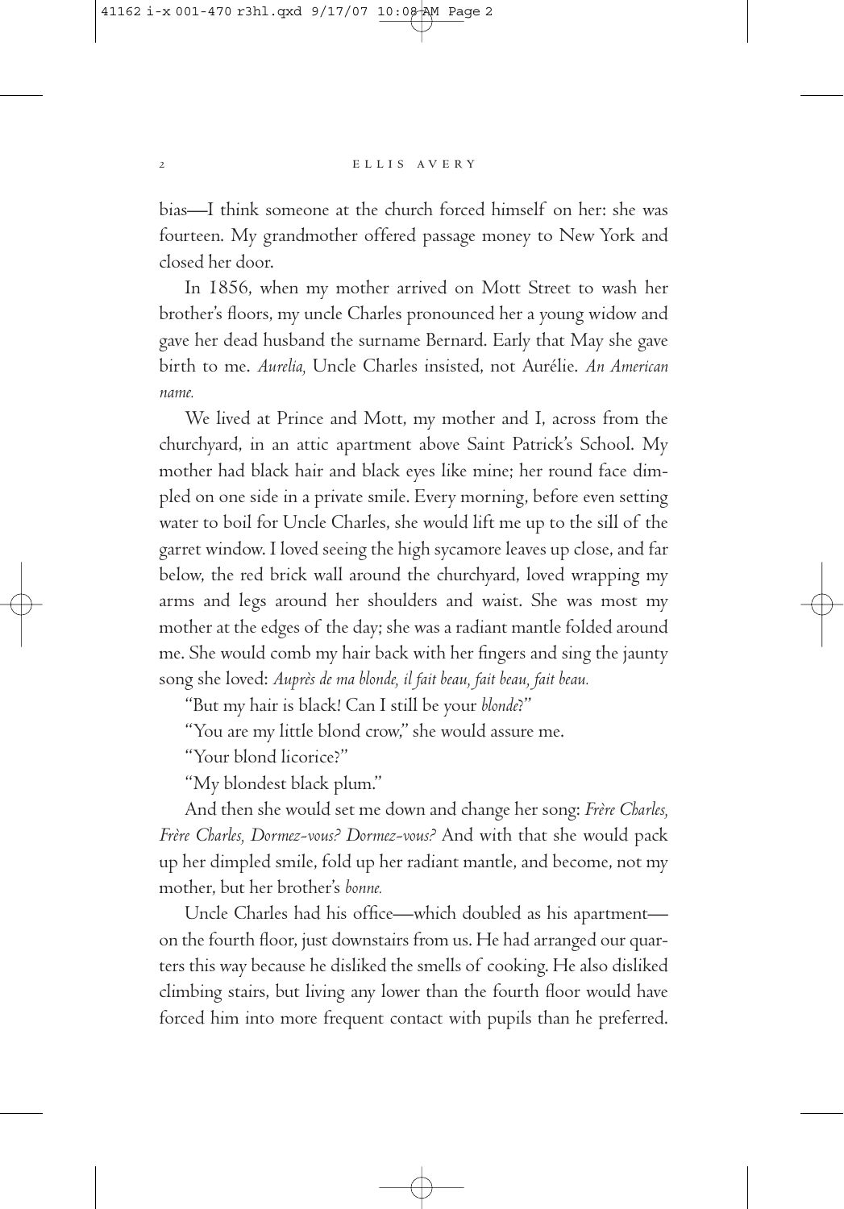bias—I think someone at the church forced himself on her: she was fourteen. My grandmother offered passage money to New York and closed her door.

In 1856, when my mother arrived on Mott Street to wash her brother's floors, my uncle Charles pronounced her a young widow and gave her dead husband the surname Bernard. Early that May she gave birth to me. *Aurelia,* Uncle Charles insisted, not Aurélie. *An American name.*

We lived at Prince and Mott, my mother and I, across from the churchyard, in an attic apartment above Saint Patrick's School. My mother had black hair and black eyes like mine; her round face dimpled on one side in a private smile. Every morning, before even setting water to boil for Uncle Charles, she would lift me up to the sill of the garret window. I loved seeing the high sycamore leaves up close, and far below, the red brick wall around the churchyard, loved wrapping my arms and legs around her shoulders and waist. She was most my mother at the edges of the day; she was a radiant mantle folded around me. She would comb my hair back with her fingers and sing the jaunty song she loved: *Auprès de ma blonde, il fait beau, fait beau, fait beau.*

"But my hair is black! Can I still be your *blonde*?"

"You are my little blond crow," she would assure me.

"Your blond licorice?"

"My blondest black plum."

And then she would set me down and change her song: *Frère Charles, Frère Charles, Dormez-vous? Dormez-vous?* And with that she would pack up her dimpled smile, fold up her radiant mantle, and become, not my mother, but her brother's *bonne.*

Uncle Charles had his office—which doubled as his apartment—on the fourth floor, just downstairs from us. He had arranged our quarters this way because he disliked the smells of cooking. He also disliked climbing stairs, but living any lower than the fourth floor would have forced him into more frequent contact with pupils than he preferred.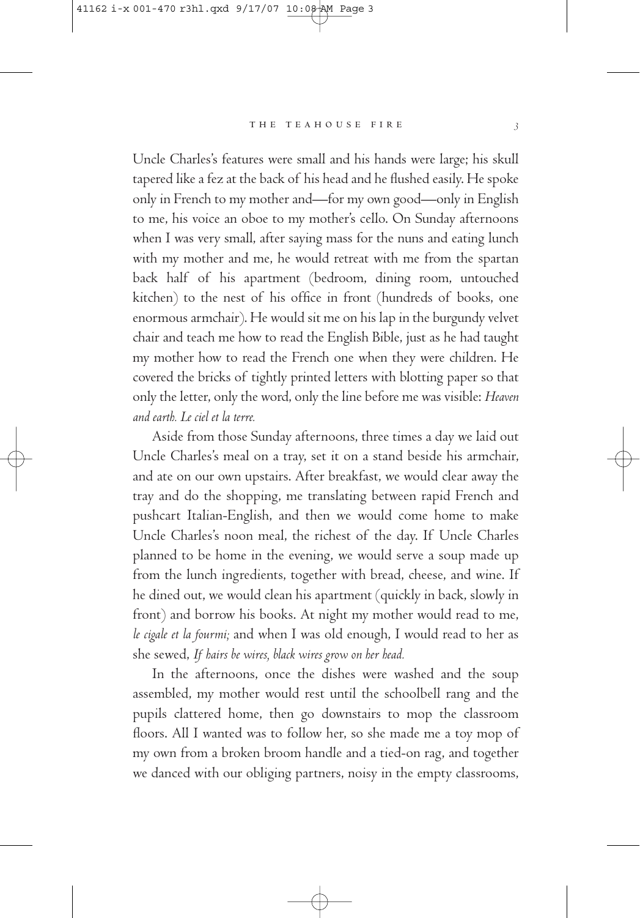Uncle Charles's features were small and his hands were large; his skull tapered like a fez at the back of his head and he flushed easily. He spoke only in French to my mother and—for my own good—only in English to me, his voice an oboe to my mother's cello. On Sunday afternoons when I was very small, after saying mass for the nuns and eating lunch with my mother and me, he would retreat with me from the spartan back half of his apartment (bedroom, dining room, untouched kitchen) to the nest of his office in front (hundreds of books, one enormous armchair). He would sit me on his lap in the burgundy velvet chair and teach me how to read the English Bible, just as he had taught my mother how to read the French one when they were children. He covered the bricks of tightly printed letters with blotting paper so that only the letter, only the word, only the line before me was visible: *Heaven and earth. Le ciel et la terre.*

Aside from those Sunday afternoons, three times a day we laid out Uncle Charles's meal on a tray, set it on a stand beside his armchair, and ate on our own upstairs. After breakfast, we would clear away the tray and do the shopping, me translating between rapid French and pushcart Italian-English, and then we would come home to make Uncle Charles's noon meal, the richest of the day. If Uncle Charles planned to be home in the evening, we would serve a soup made up from the lunch ingredients, together with bread, cheese, and wine. If he dined out, we would clean his apartment (quickly in back, slowly in front) and borrow his books. At night my mother would read to me, *le cigale et la fourmi;* and when I was old enough, I would read to her as she sewed, *If hairs be wires, black wires grow on her head.*

In the afternoons, once the dishes were washed and the soup assembled, my mother would rest until the schoolbell rang and the pupils clattered home, then go downstairs to mop the classroom floors. All I wanted was to follow her, so she made me a toy mop of my own from a broken broom handle and a tied-on rag, and together we danced with our obliging partners, noisy in the empty classrooms,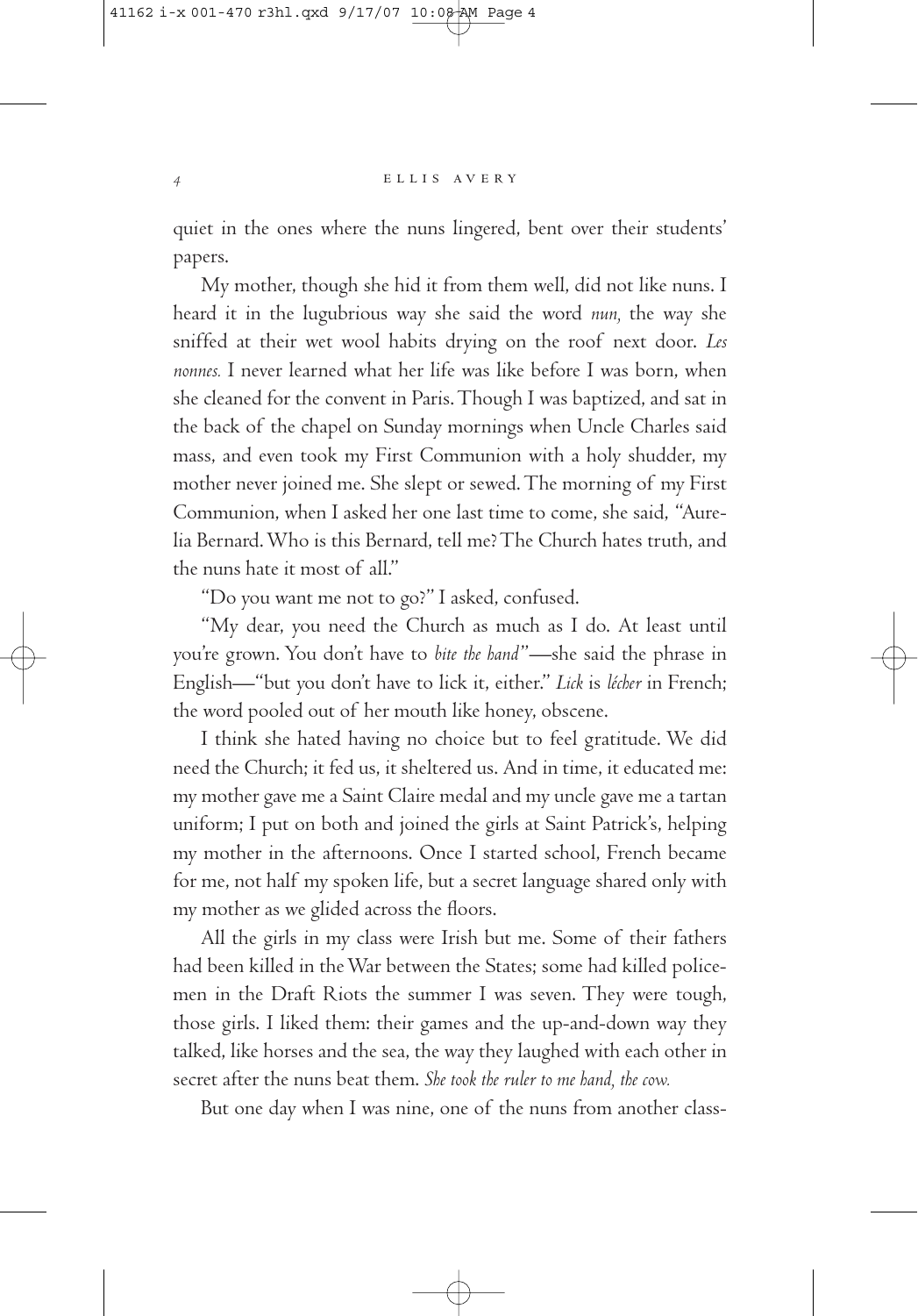quiet in the ones where the nuns lingered, bent over their students' papers.

My mother, though she hid it from them well, did not like nuns. I heard it in the lugubrious way she said the word *nun,* the way she sniffed at their wet wool habits drying on the roof next door. *Les nonnes.* I never learned what her life was like before I was born, when she cleaned for the convent in Paris. Though I was baptized, and sat in the back of the chapel on Sunday mornings when Uncle Charles said mass, and even took my First Communion with a holy shudder, my mother never joined me. She slept or sewed. The morning of my First Communion, when I asked her one last time to come, she said, "Aurelia Bernard. Who is this Bernard, tell me? The Church hates truth, and the nuns hate it most of all."

"Do you want me not to go?" I asked, confused.

"My dear, you need the Church as much as I do. At least until you're grown. You don't have to *bite the hand*"—she said the phrase in English—"but you don't have to lick it, either." *Lick* is *lécher* in French; the word pooled out of her mouth like honey, obscene.

I think she hated having no choice but to feel gratitude. We did need the Church; it fed us, it sheltered us. And in time, it educated me: my mother gave me a Saint Claire medal and my uncle gave me a tartan uniform; I put on both and joined the girls at Saint Patrick's, helping my mother in the afternoons. Once I started school, French became for me, not half my spoken life, but a secret language shared only with my mother as we glided across the floors.

All the girls in my class were Irish but me. Some of their fathers had been killed in the War between the States; some had killed policemen in the Draft Riots the summer I was seven. They were tough, those girls. I liked them: their games and the up-and-down way they talked, like horses and the sea, the way they laughed with each other in secret after the nuns beat them. *She took the ruler to me hand, the cow.*

But one day when I was nine, one of the nuns from another class-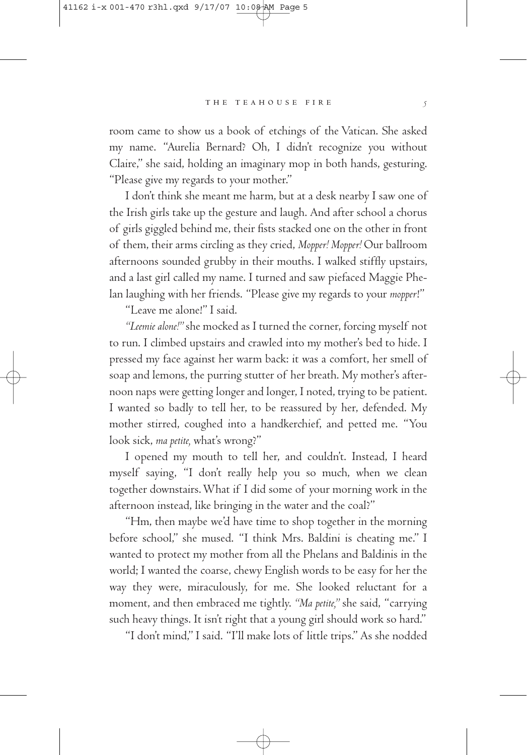room came to show us a book of etchings of the Vatican. She asked my name. "Aurelia Bernard? Oh, I didn't recognize you without Claire," she said, holding an imaginary mop in both hands, gesturing. "Please give my regards to your mother."

I don't think she meant me harm, but at a desk nearby I saw one of the Irish girls take up the gesture and laugh. And after school a chorus of girls giggled behind me, their fists stacked one on the other in front of them, their arms circling as they cried, *Mopper! Mopper!* Our ballroom afternoons sounded grubby in their mouths. I walked stiffly upstairs, and a last girl called my name. I turned and saw piefaced Maggie Phelan laughing with her friends. "Please give my regards to your *mopper*!"

"Leave me alone!" I said.

*"Leemie alone!"* she mocked as I turned the corner, forcing myself not to run. I climbed upstairs and crawled into my mother's bed to hide. I pressed my face against her warm back: it was a comfort, her smell of soap and lemons, the purring stutter of her breath. My mother's afternoon naps were getting longer and longer, I noted, trying to be patient. I wanted so badly to tell her, to be reassured by her, defended. My mother stirred, coughed into a handkerchief, and petted me. "You look sick, *ma petite,* what's wrong?"

I opened my mouth to tell her, and couldn't. Instead, I heard myself saying, "I don't really help you so much, when we clean together downstairs. What if I did some of your morning work in the afternoon instead, like bringing in the water and the coal?"

"Hm, then maybe we'd have time to shop together in the morning before school," she mused. "I think Mrs. Baldini is cheating me." I wanted to protect my mother from all the Phelans and Baldinis in the world; I wanted the coarse, chewy English words to be easy for her the way they were, miraculously, for me. She looked reluctant for a moment, and then embraced me tightly. *"Ma petite,"* she said, "carrying such heavy things. It isn't right that a young girl should work so hard."

"I don't mind," I said. "I'll make lots of little trips." As she nodded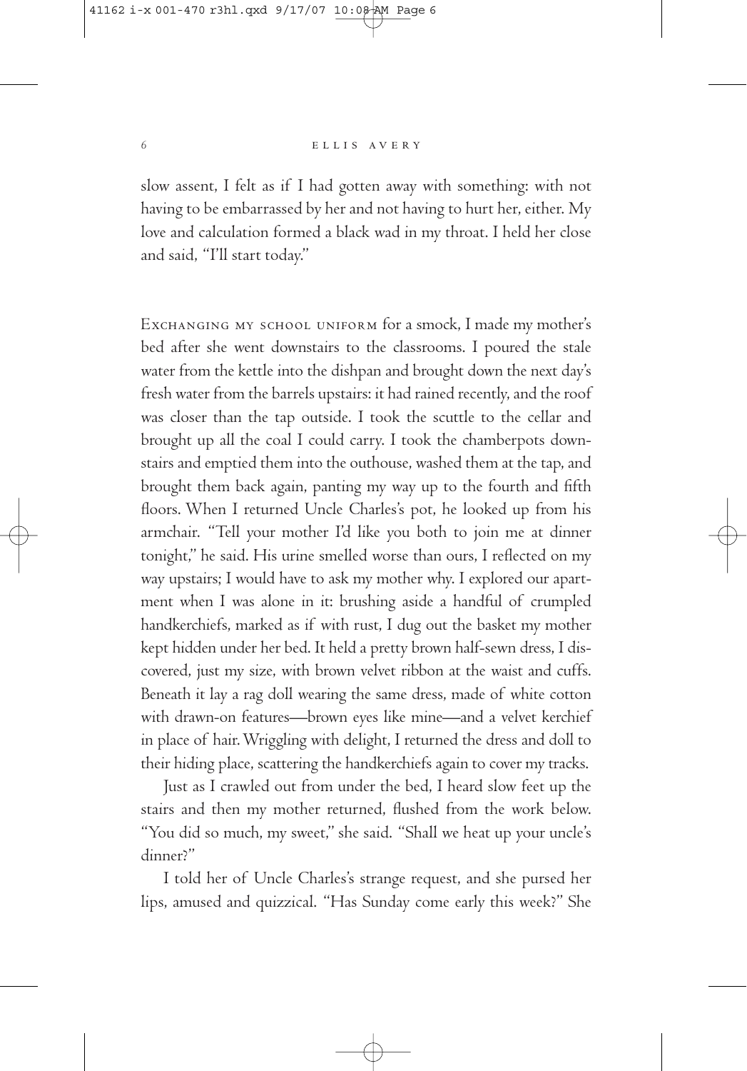slow assent, I felt as if I had gotten away with something: with not having to be embarrassed by her and not having to hurt her, either. My love and calculation formed a black wad in my throat. I held her close and said, "I'll start today."

Exchanging my school uniform for a smock, I made my mother's bed after she went downstairs to the classrooms. I poured the stale water from the kettle into the dishpan and brought down the next day's fresh water from the barrels upstairs: it had rained recently, and the roof was closer than the tap outside. I took the scuttle to the cellar and brought up all the coal I could carry. I took the chamberpots downstairs and emptied them into the outhouse, washed them at the tap, and brought them back again, panting my way up to the fourth and fifth floors. When I returned Uncle Charles's pot, he looked up from his armchair. "Tell your mother I'd like you both to join me at dinner tonight," he said. His urine smelled worse than ours, I reflected on my way upstairs; I would have to ask my mother why. I explored our apartment when I was alone in it: brushing aside a handful of crumpled handkerchiefs, marked as if with rust, I dug out the basket my mother kept hidden under her bed. It held a pretty brown half-sewn dress, I discovered, just my size, with brown velvet ribbon at the waist and cuffs. Beneath it lay a rag doll wearing the same dress, made of white cotton with drawn-on features—brown eyes like mine—and a velvet kerchief in place of hair. Wriggling with delight, I returned the dress and doll to their hiding place, scattering the handkerchiefs again to cover my tracks.

Just as I crawled out from under the bed, I heard slow feet up the stairs and then my mother returned, flushed from the work below. "You did so much, my sweet," she said. "Shall we heat up your uncle's dinner?"

I told her of Uncle Charles's strange request, and she pursed her lips, amused and quizzical. "Has Sunday come early this week?" She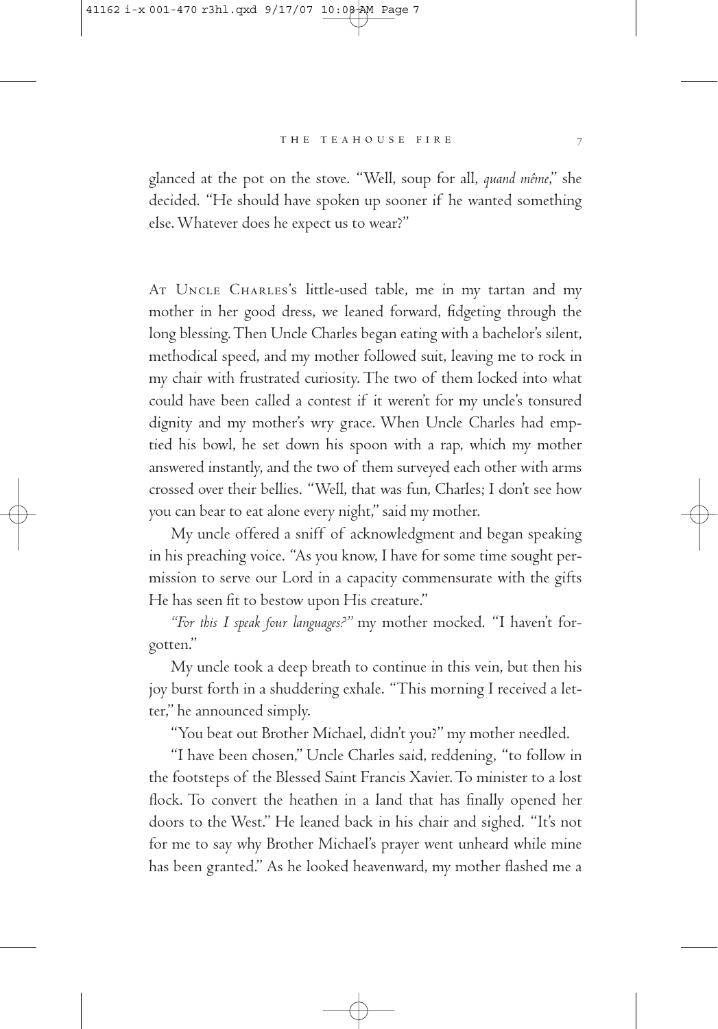glanced at the pot on the stove. "Well, soup for all, *quand même*," she decided. "He should have spoken up sooner if he wanted something else. Whatever does he expect us to wear?"

At Uncle Charles's little-used table, me in my tartan and my mother in her good dress, we leaned forward, fidgeting through the long blessing. Then Uncle Charles began eating with a bachelor's silent, methodical speed, and my mother followed suit, leaving me to rock in my chair with frustrated curiosity. The two of them locked into what could have been called a contest if it weren't for my uncle's tonsured dignity and my mother's wry grace. When Uncle Charles had emptied his bowl, he set down his spoon with a rap, which my mother answered instantly, and the two of them surveyed each other with arms crossed over their bellies. "Well, that was fun, Charles; I don't see how you can bear to eat alone every night," said my mother.

My uncle offered a sniff of acknowledgment and began speaking in his preaching voice. "As you know, I have for some time sought permission to serve our Lord in a capacity commensurate with the gifts He has seen fit to bestow upon His creature."

*"For this I speak four languages?"* my mother mocked. "I haven't forgotten."

My uncle took a deep breath to continue in this vein, but then his joy burst forth in a shuddering exhale. "This morning I received a letter," he announced simply.

"You beat out Brother Michael, didn't you?" my mother needled.

"I have been chosen," Uncle Charles said, reddening, "to follow in the footsteps of the Blessed Saint Francis Xavier. To minister to a lost flock. To convert the heathen in a land that has finally opened her doors to the West." He leaned back in his chair and sighed. "It's not for me to say why Brother Michael's prayer went unheard while mine has been granted." As he looked heavenward, my mother flashed me a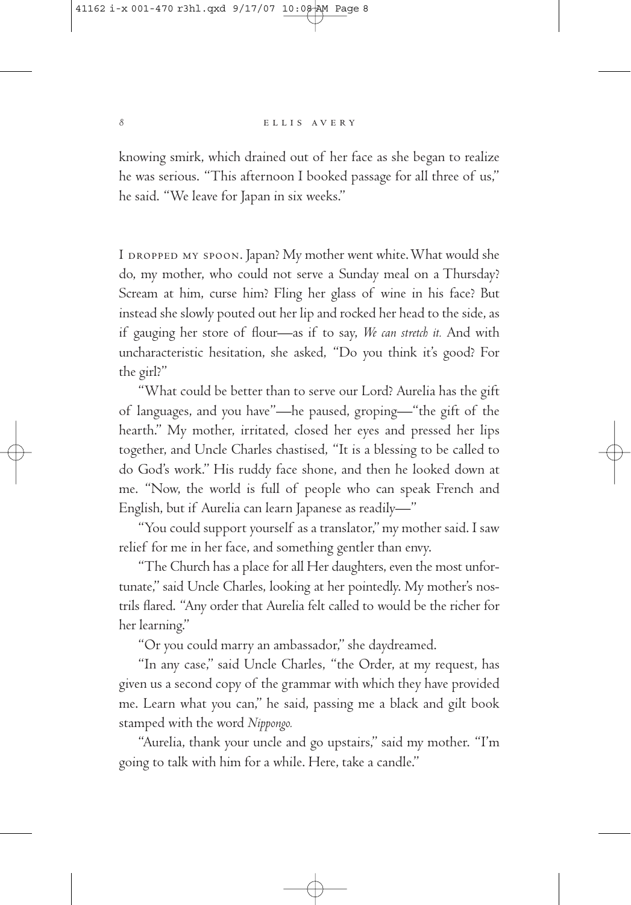knowing smirk, which drained out of her face as she began to realize he was serious. "This afternoon I booked passage for all three of us," he said. "We leave for Japan in six weeks."

I DROPPED MY SPOON. Japan? My mother went white. What would she do, my mother, who could not serve a Sunday meal on a Thursday? Scream at him, curse him? Fling her glass of wine in his face? But instead she slowly pouted out her lip and rocked her head to the side, as if gauging her store of flour—as if to say, *We can stretch it.* And with uncharacteristic hesitation, she asked, "Do you think it's good? For the girl?"

"What could be better than to serve our Lord? Aurelia has the gift of languages, and you have"—he paused, groping—"the gift of the hearth." My mother, irritated, closed her eyes and pressed her lips together, and Uncle Charles chastised, "It is a blessing to be called to do God's work." His ruddy face shone, and then he looked down at me. "Now, the world is full of people who can speak French and English, but if Aurelia can learn Japanese as readily—"

"You could support yourself as a translator," my mother said. I saw relief for me in her face, and something gentler than envy.

"The Church has a place for all Her daughters, even the most unfortunate," said Uncle Charles, looking at her pointedly. My mother's nostrils flared. "Any order that Aurelia felt called to would be the richer for her learning."

"Or you could marry an ambassador," she daydreamed.

"In any case," said Uncle Charles, "the Order, at my request, has given us a second copy of the grammar with which they have provided me. Learn what you can," he said, passing me a black and gilt book stamped with the word *Nippongo.*

"Aurelia, thank your uncle and go upstairs," said my mother. "I'm going to talk with him for a while. Here, take a candle."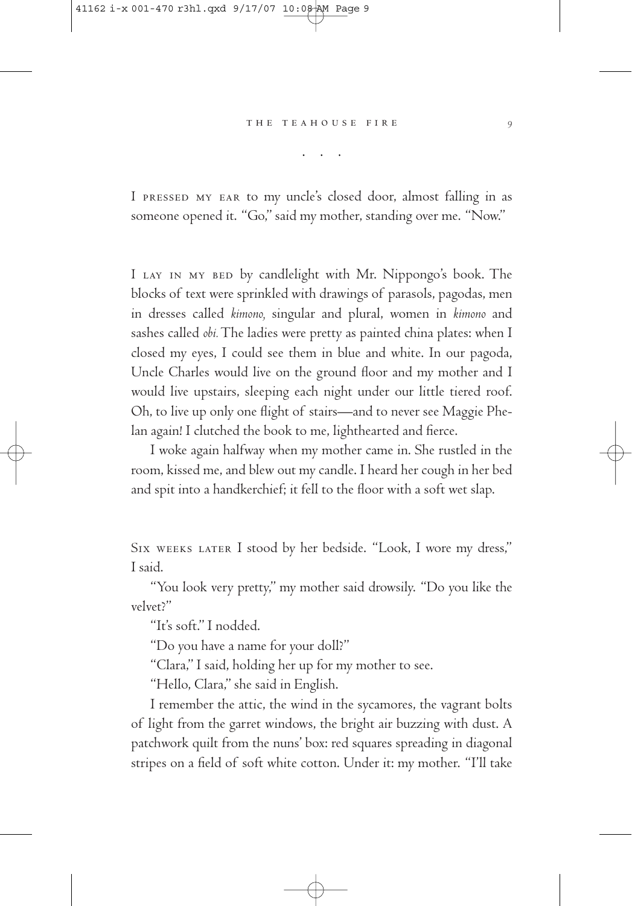. . .

I PRESSED MY EAR to my uncle's closed door, almost falling in as someone opened it. "Go," said my mother, standing over me. "Now."

I LAY IN MY BED by candlelight with Mr. Nippongo's book. The blocks of text were sprinkled with drawings of parasols, pagodas, men in dresses called *kimono,* singular and plural, women in *kimono* and sashes called *obi.* The ladies were pretty as painted china plates: when I closed my eyes, I could see them in blue and white. In our pagoda, Uncle Charles would live on the ground floor and my mother and I would live upstairs, sleeping each night under our little tiered roof. Oh, to live up only one flight of stairs—and to never see Maggie Phelan again! I clutched the book to me, lighthearted and fierce.

I woke again halfway when my mother came in. She rustled in the room, kissed me, and blew out my candle. I heard her cough in her bed and spit into a handkerchief; it fell to the floor with a soft wet slap.

SIX WEEKS LATER I stood by her bedside. "Look, I wore my dress," I said.

"You look very pretty," my mother said drowsily. "Do you like the velvet?"

"It's soft." I nodded.

"Do you have a name for your doll?"

"Clara," I said, holding her up for my mother to see.

"Hello, Clara," she said in English.

I remember the attic, the wind in the sycamores, the vagrant bolts of light from the garret windows, the bright air buzzing with dust. A patchwork quilt from the nuns' box: red squares spreading in diagonal stripes on a field of soft white cotton. Under it: my mother. "I'll take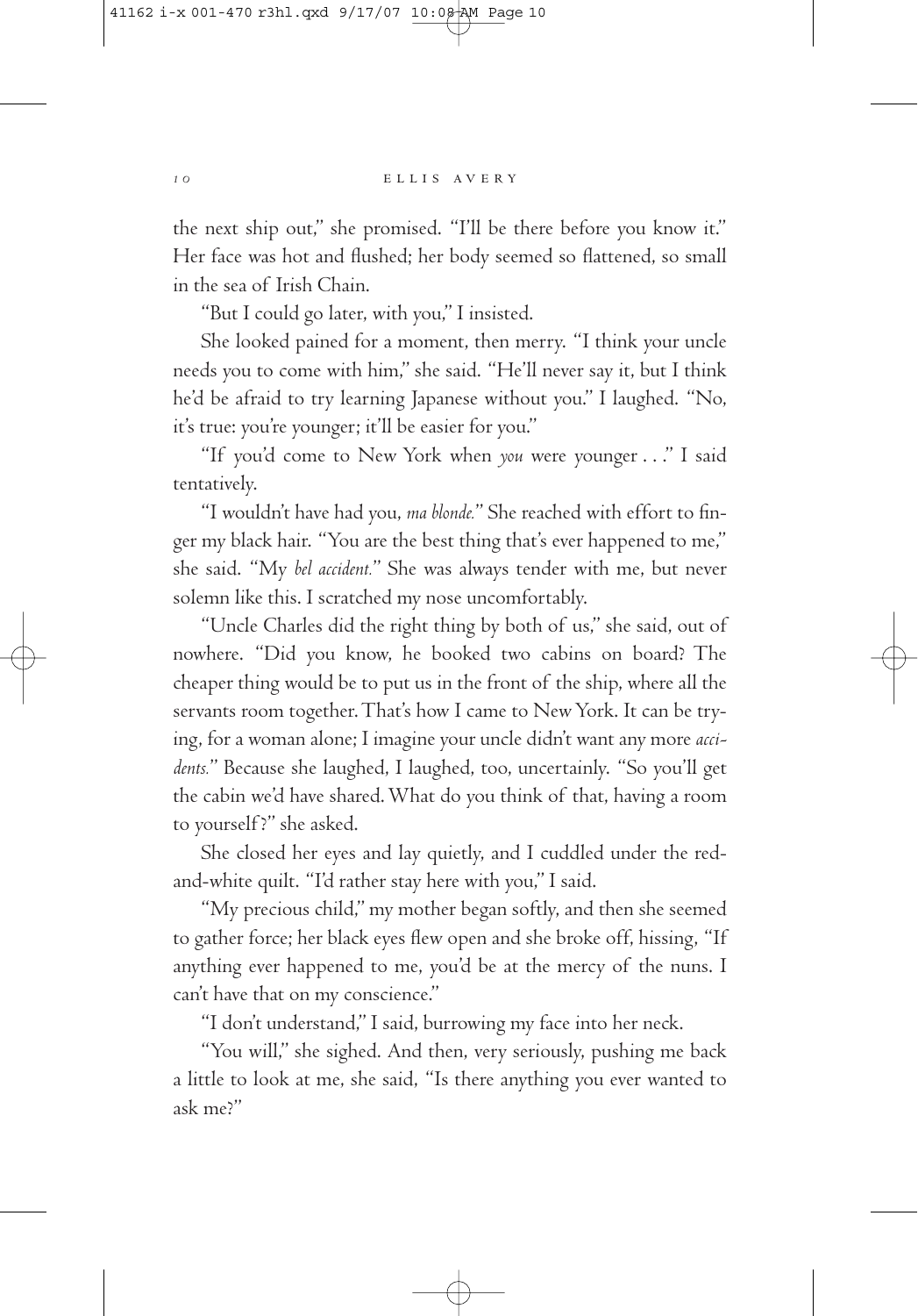the next ship out," she promised. "I'll be there before you know it." Her face was hot and flushed; her body seemed so flattened, so small in the sea of Irish Chain.

"But I could go later, with you," I insisted.

She looked pained for a moment, then merry. "I think your uncle needs you to come with him," she said. "He'll never say it, but I think he'd be afraid to try learning Japanese without you." I laughed. "No, it's true: you're younger; it'll be easier for you."

"If you'd come to New York when *you* were younger . . ." I said tentatively.

"I wouldn't have had you, *ma blonde.*" She reached with effort to finger my black hair. "You are the best thing that's ever happened to me," she said. "My *bel accident.*" She was always tender with me, but never solemn like this. I scratched my nose uncomfortably.

"Uncle Charles did the right thing by both of us," she said, out of nowhere. "Did you know, he booked two cabins on board? The cheaper thing would be to put us in the front of the ship, where all the servants room together. That's how I came to New York. It can be trying, for a woman alone; I imagine your uncle didn't want any more *accidents.*" Because she laughed, I laughed, too, uncertainly. "So you'll get the cabin we'd have shared. What do you think of that, having a room to yourself?" she asked.

She closed her eyes and lay quietly, and I cuddled under the red-and-white quilt. "I'd rather stay here with you," I said.

"My precious child," my mother began softly, and then she seemed to gather force; her black eyes flew open and she broke off, hissing, "If anything ever happened to me, you'd be at the mercy of the nuns. I can't have that on my conscience."

"I don't understand," I said, burrowing my face into her neck.

"You will," she sighed. And then, very seriously, pushing me back a little to look at me, she said, "Is there anything you ever wanted to ask me?"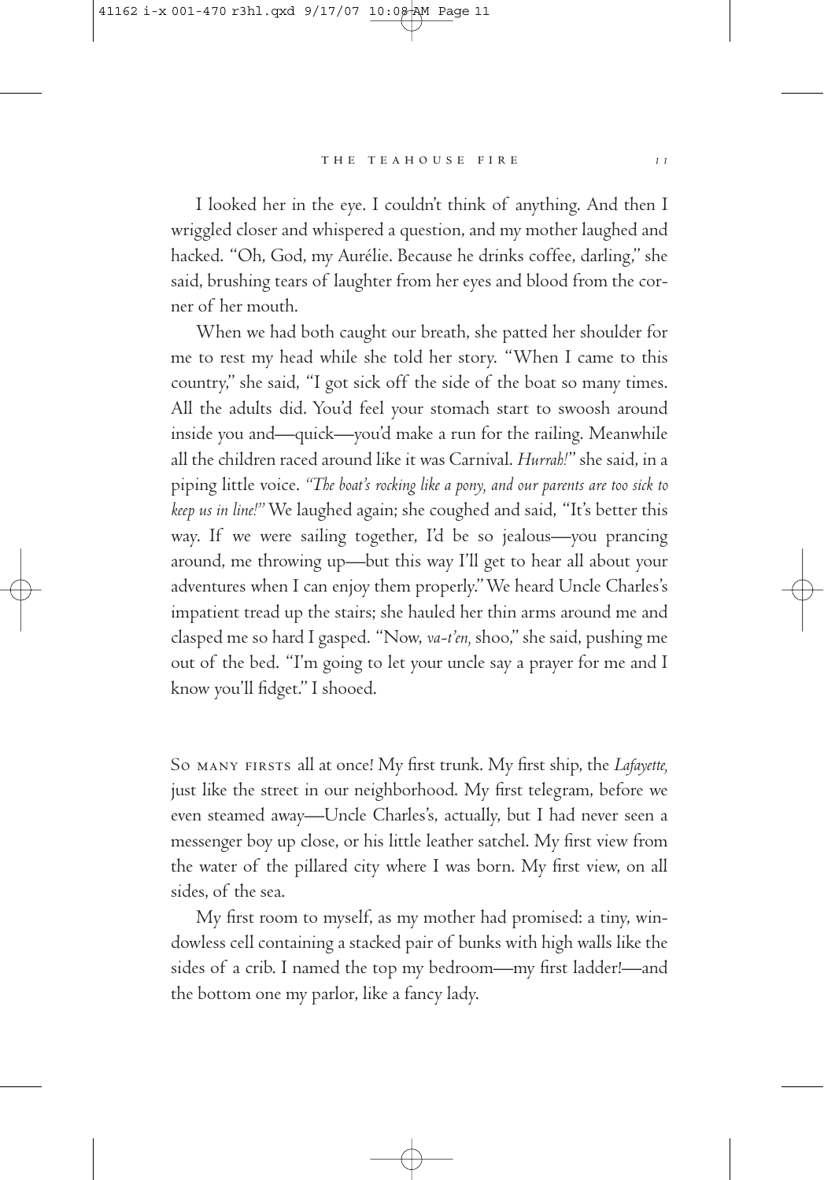I looked her in the eye. I couldn't think of anything. And then I wriggled closer and whispered a question, and my mother laughed and hacked. "Oh, God, my Aurélie. Because he drinks coffee, darling," she said, brushing tears of laughter from her eyes and blood from the corner of her mouth.

When we had both caught our breath, she patted her shoulder for me to rest my head while she told her story. "When I came to this country," she said, "I got sick off the side of the boat so many times. All the adults did. You'd feel your stomach start to swoosh around inside you and—quick—you'd make a run for the railing. Meanwhile all the children raced around like it was Carnival. *Hurrah!*" she said, in a piping little voice. *"The boat's rocking like a pony, and our parents are too sick to keep us in line!"* We laughed again; she coughed and said, "It's better this way. If we were sailing together, I'd be so jealous—you prancing around, me throwing up—but this way I'll get to hear all about your adventures when I can enjoy them properly." We heard Uncle Charles's impatient tread up the stairs; she hauled her thin arms around me and clasped me so hard I gasped. "Now, *va-t'en,* shoo," she said, pushing me out of the bed. "I'm going to let your uncle say a prayer for me and I know you'll fidget." I shooed.

So many firsts all at once! My first trunk. My first ship, the *Lafayette,* just like the street in our neighborhood. My first telegram, before we even steamed away—Uncle Charles's, actually, but I had never seen a messenger boy up close, or his little leather satchel. My first view from the water of the pillared city where I was born. My first view, on all sides, of the sea.

My first room to myself, as my mother had promised: a tiny, windowless cell containing a stacked pair of bunks with high walls like the sides of a crib. I named the top my bedroom—my first ladder!—and the bottom one my parlor, like a fancy lady.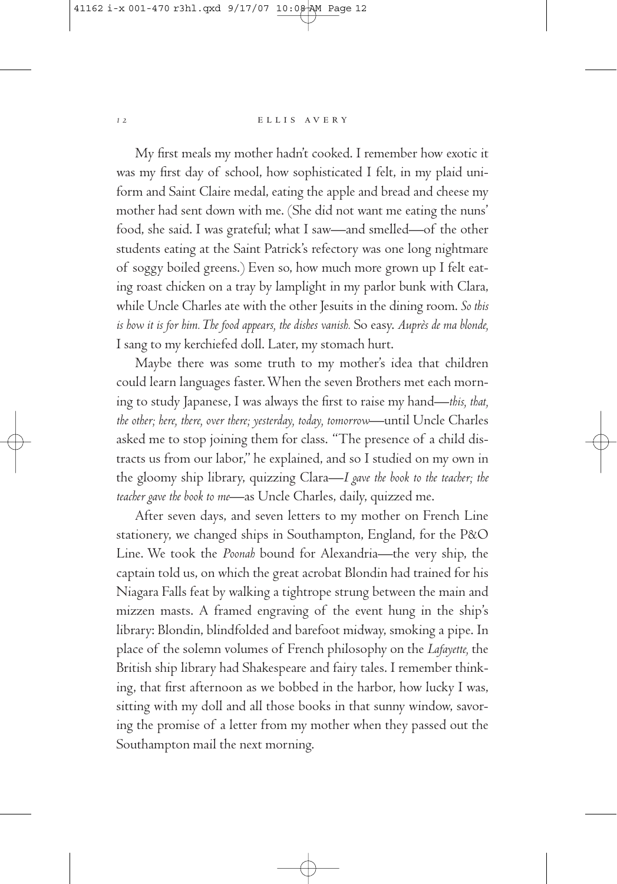My first meals my mother hadn't cooked. I remember how exotic it was my first day of school, how sophisticated I felt, in my plaid uniform and Saint Claire medal, eating the apple and bread and cheese my mother had sent down with me. (She did not want me eating the nuns' food, she said. I was grateful; what I saw—and smelled—of the other students eating at the Saint Patrick's refectory was one long nightmare of soggy boiled greens.) Even so, how much more grown up I felt eating roast chicken on a tray by lamplight in my parlor bunk with Clara, while Uncle Charles ate with the other Jesuits in the dining room. *So this is how it is for him. The food appears, the dishes vanish.* So easy. *Auprès de ma blonde,* I sang to my kerchiefed doll. Later, my stomach hurt.

Maybe there was some truth to my mother's idea that children could learn languages faster. When the seven Brothers met each morning to study Japanese, I was always the first to raise my hand—*this, that, the other; here, there, over there; yesterday, today, tomorrow*—until Uncle Charles asked me to stop joining them for class. "The presence of a child distracts us from our labor," he explained, and so I studied on my own in the gloomy ship library, quizzing Clara—*I gave the book to the teacher; the teacher gave the book to me*—as Uncle Charles, daily, quizzed me.

After seven days, and seven letters to my mother on French Line stationery, we changed ships in Southampton, England, for the P&O Line. We took the *Poonah* bound for Alexandria—the very ship, the captain told us, on which the great acrobat Blondin had trained for his Niagara Falls feat by walking a tightrope strung between the main and mizzen masts. A framed engraving of the event hung in the ship's library: Blondin, blindfolded and barefoot midway, smoking a pipe. In place of the solemn volumes of French philosophy on the *Lafayette,* the British ship library had Shakespeare and fairy tales. I remember thinking, that first afternoon as we bobbed in the harbor, how lucky I was, sitting with my doll and all those books in that sunny window, savoring the promise of a letter from my mother when they passed out the Southampton mail the next morning.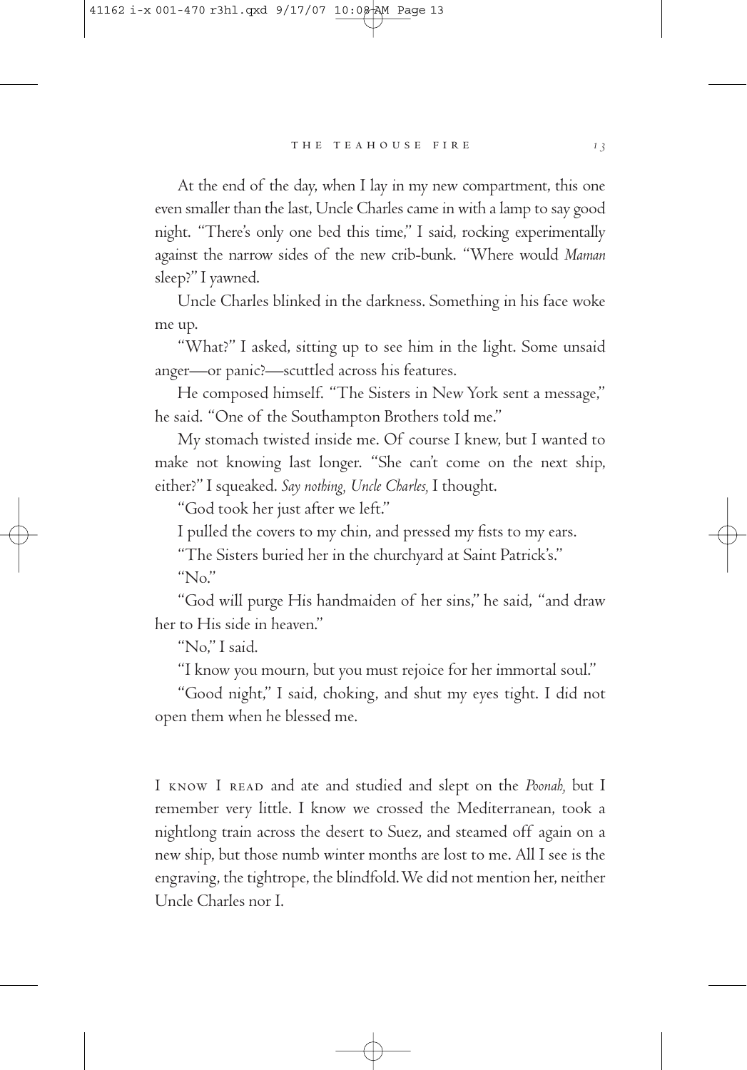At the end of the day, when I lay in my new compartment, this one even smaller than the last, Uncle Charles came in with a lamp to say good night. "There's only one bed this time," I said, rocking experimentally against the narrow sides of the new crib-bunk. "Where would *Maman* sleep?" I yawned.

Uncle Charles blinked in the darkness. Something in his face woke me up.

"What?" I asked, sitting up to see him in the light. Some unsaid anger—or panic?—scuttled across his features.

He composed himself. "The Sisters in New York sent a message," he said. "One of the Southampton Brothers told me."

My stomach twisted inside me. Of course I knew, but I wanted to make not knowing last longer. "She can't come on the next ship, either?" I squeaked. *Say nothing, Uncle Charles,* I thought.

"God took her just after we left."

I pulled the covers to my chin, and pressed my fists to my ears.

"The Sisters buried her in the churchyard at Saint Patrick's."

"No."

"God will purge His handmaiden of her sins," he said, "and draw her to His side in heaven."

"No," I said.

"I know you mourn, but you must rejoice for her immortal soul."

"Good night," I said, choking, and shut my eyes tight. I did not open them when he blessed me.

I KNOW I READ and ate and studied and slept on the *Poonah,* but I remember very little. I know we crossed the Mediterranean, took a nightlong train across the desert to Suez, and steamed off again on a new ship, but those numb winter months are lost to me. All I see is the engraving, the tightrope, the blindfold. We did not mention her, neither Uncle Charles nor I.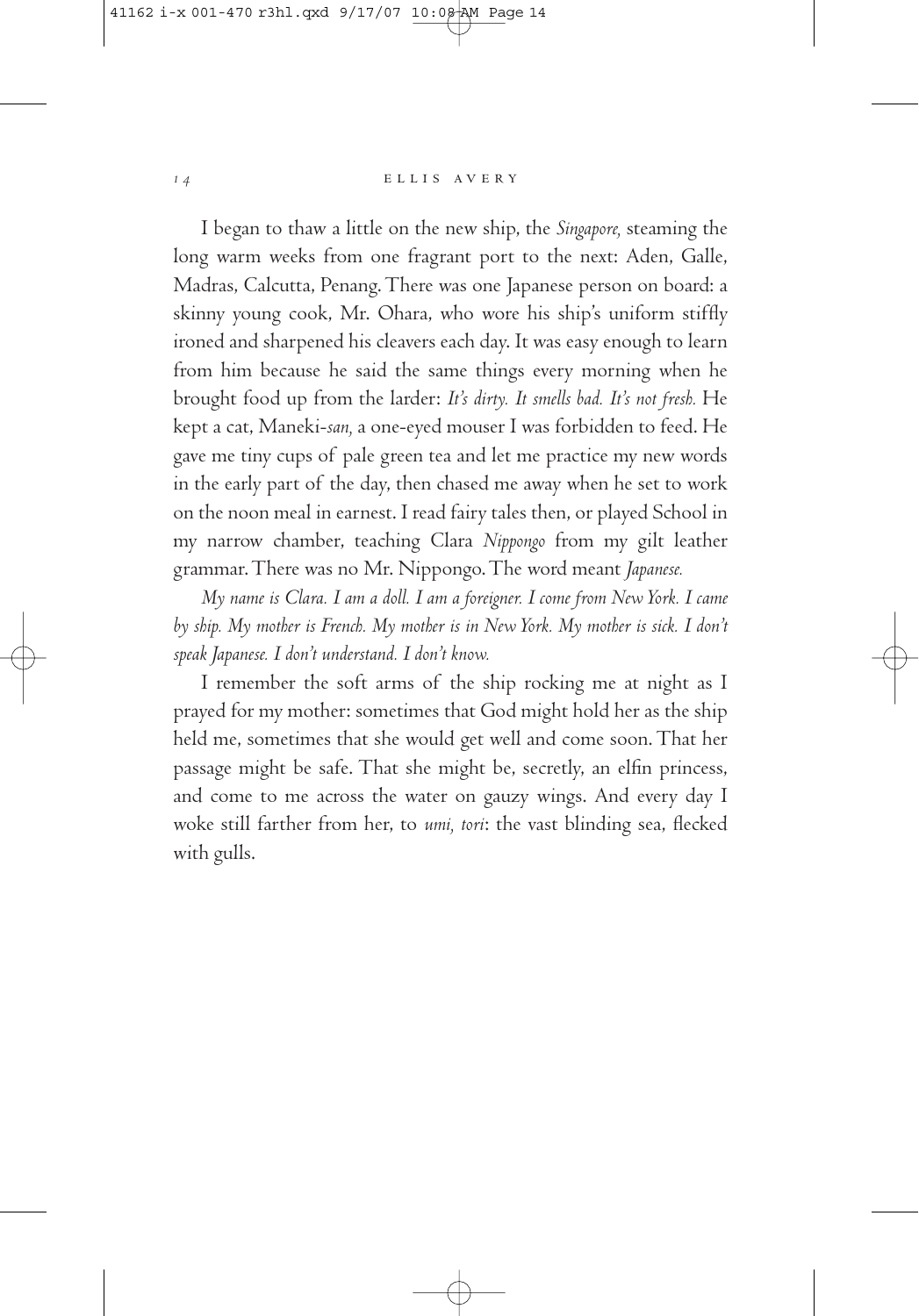I began to thaw a little on the new ship, the *Singapore,* steaming the long warm weeks from one fragrant port to the next: Aden, Galle, Madras, Calcutta, Penang. There was one Japanese person on board: a skinny young cook, Mr. Ohara, who wore his ship's uniform stiffly ironed and sharpened his cleavers each day. It was easy enough to learn from him because he said the same things every morning when he brought food up from the larder: *It's dirty. It smells bad. It's not fresh.* He kept a cat, Maneki-*san,* a one-eyed mouser I was forbidden to feed. He gave me tiny cups of pale green tea and let me practice my new words in the early part of the day, then chased me away when he set to work on the noon meal in earnest. I read fairy tales then, or played School in my narrow chamber, teaching Clara *Nippongo* from my gilt leather grammar. There was no Mr. Nippongo. The word meant *Japanese.*

*My name is Clara. I am a doll. I am a foreigner. I come from New York. I came by ship. My mother is French. My mother is in New York. My mother is sick. I don't speak Japanese. I don't understand. I don't know.*

I remember the soft arms of the ship rocking me at night as I prayed for my mother: sometimes that God might hold her as the ship held me, sometimes that she would get well and come soon. That her passage might be safe. That she might be, secretly, an elfin princess, and come to me across the water on gauzy wings. And every day I woke still farther from her, to *umi, tori*: the vast blinding sea, flecked with gulls.